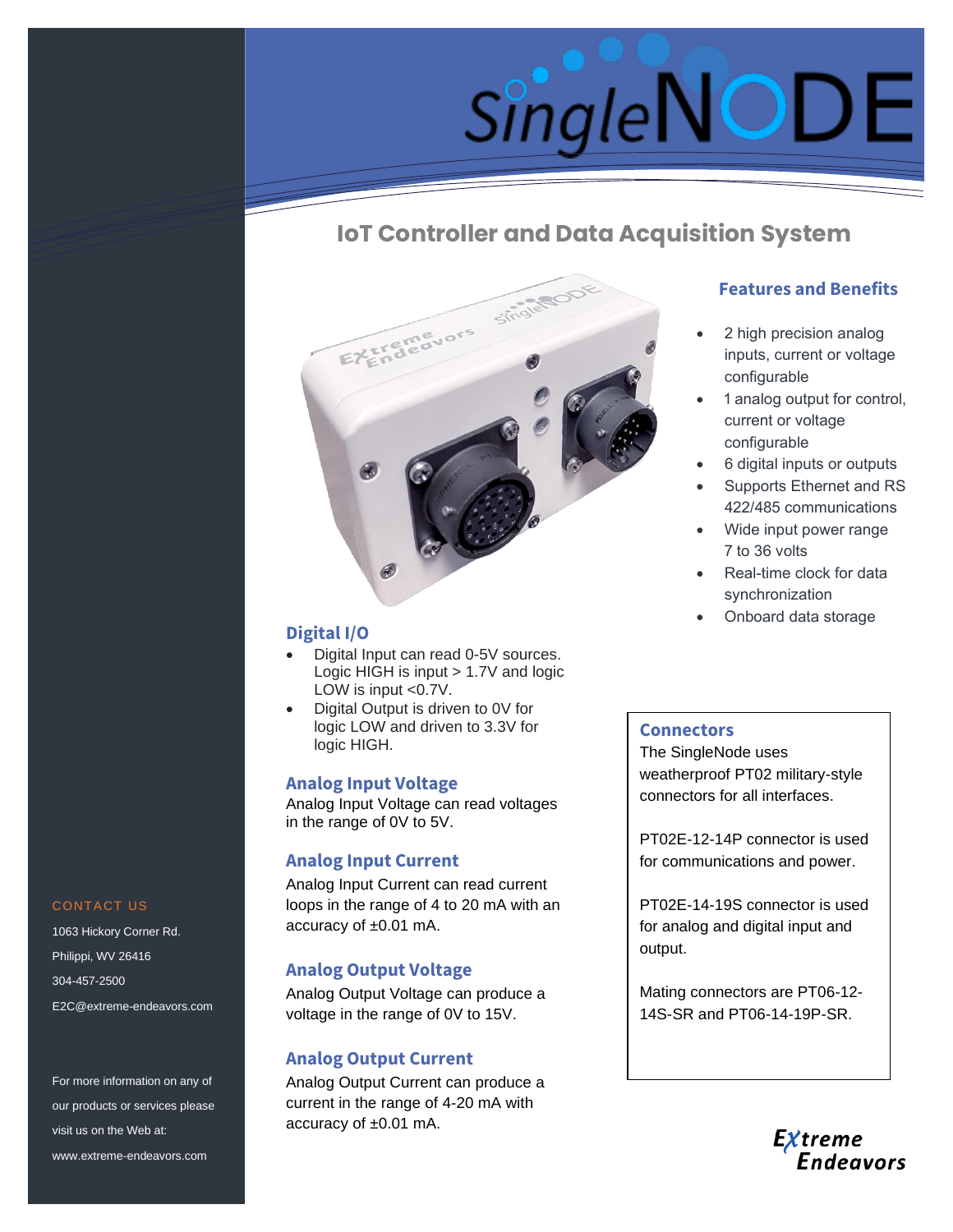# SingleNODE

## IoT Controller and Data Acquisition System

### Features and Benefits

- 2 high precision analog inputs, current or voltage configurable
- 1 analog output for control, current or voltage configurable
- 6 digital inputs or outputs
- Supports Ethernet and RS 422/485 communications
- Wide input power range 7 to 36 volts
- Real-time clock for data synchronization
- Onboard data storage

### Digital I/O

- Digital Input can read 0-5V sources. Logic HIGH is input > 1.7V and logic LOW is input <0.7V.
- Digital Output is driven to 0V for logic LOW and driven to 3.3V for logic HIGH.

### Analog Input Voltage

Analog Input Voltage can read voltages in the range of 0V to 5V.

### Analog Input Current

Analog Input Current can read current loops in the range of 4 to 20 mA with an accuracy of ±0.01 mA.

### Analog Output Voltage

Analog Output Voltage can produce a voltage in the range of 0V to 15V.

### Analog Output Current

Analog Output Current can produce a current in the range of 4-20 mA with accuracy of ±0.01 mA.

### Connectors

The SingleNode uses weatherproof PT02 military-style connectors for all interfaces.

PT02E-12-14P connector is used for communications and power.

PT02E-14-19S connector is used for analog and digital input and output.

Mating connectors are PT06-12-14S-SR and PT06-14-19P-SR.

### CONTACT US

1063 Hickory Corner Rd.
Philippi, WV 26416
304-457-2500
E2C@extreme-endeavors.com

For more information on any of our products or services please visit us on the Web at:
www.extreme-endeavors.com

Extreme Endeavors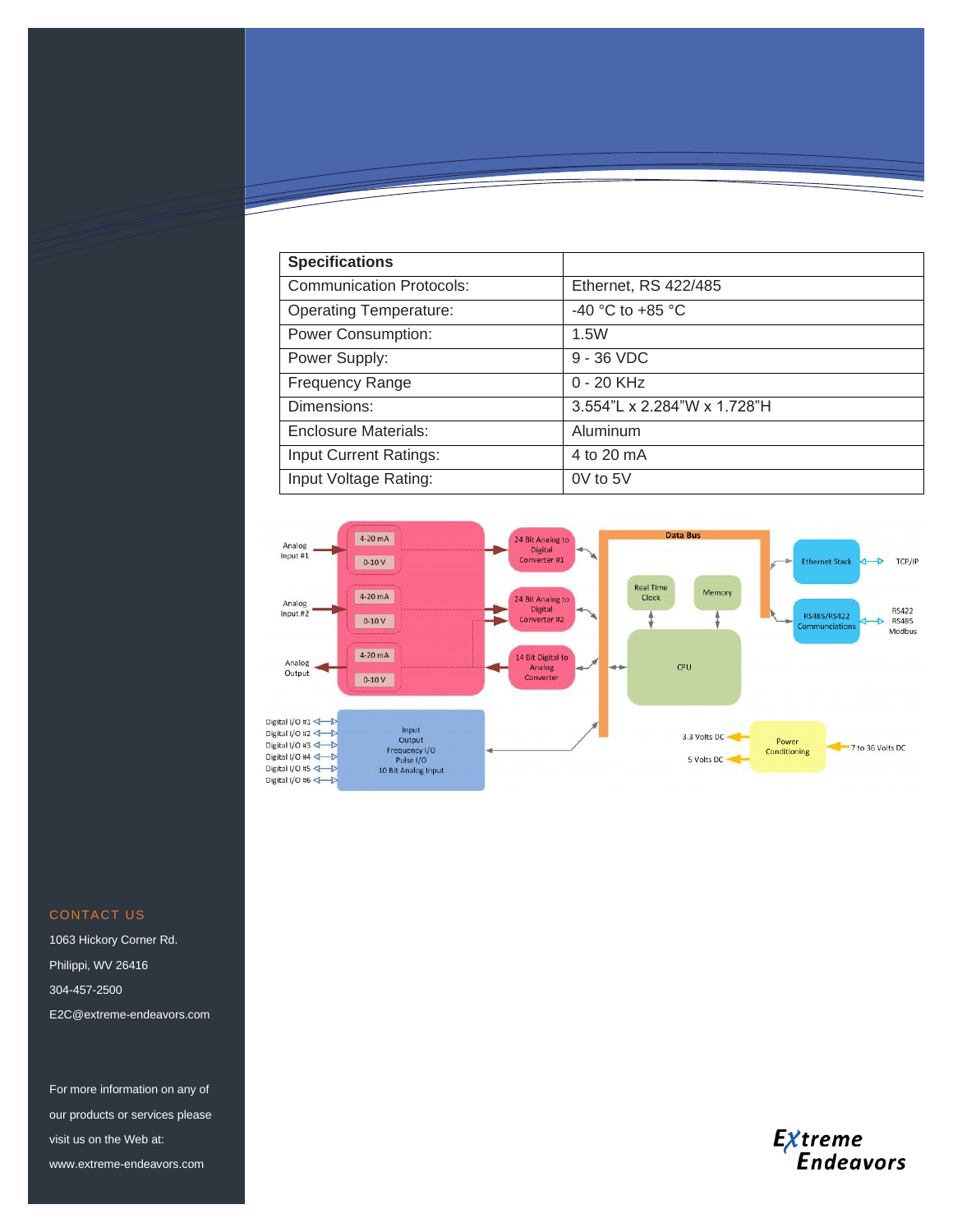| Specifications | |
| --- | --- |
| Communication Protocols: | Ethernet, RS 422/485 |
| Operating Temperature: | -40 °C to +85 °C |
| Power Consumption: | 1.5W |
| Power Supply: | 9 - 36 VDC |
| Frequency Range | 0 - 20 KHz |
| Dimensions: | 3.554"L x 2.284"W x 1.728"H |
| Enclosure Materials: | Aluminum |
| Input Current Ratings: | 4 to 20 mA |
| Input Voltage Rating: | 0V to 5V |

Analog Input #1
Analog Input #2
Analog Output
4-20 mA
0-10 V
24 Bit Analog to Digital Converter #1
24 Bit Analog to Digital Converter #2
14 Bit Digital to Analog Converter
Data Bus
Real Time Clock
Memory
CPU
Ethernet Stack
TCP/IP
RS485/RS422 Communications
RS422
RS485
Modbus
Digital I/O #1
Digital I/O #2
Digital I/O #3
Digital I/O #4
Digital I/O #5
Digital I/O #6
Input
Output
Frequency I/O
Pulse I/O
10 Bit Analog Input
3.3 Volts DC
5 Volts DC
Power Conditioning
7 to 36 Volts DC

CONTACT US

1063 Hickory Corner Rd.

Philippi, WV 26416

304-457-2500

E2C@extreme-endeavors.com

For more information on any of our products or services please visit us on the Web at:

www.extreme-endeavors.com

Extreme Endeavors